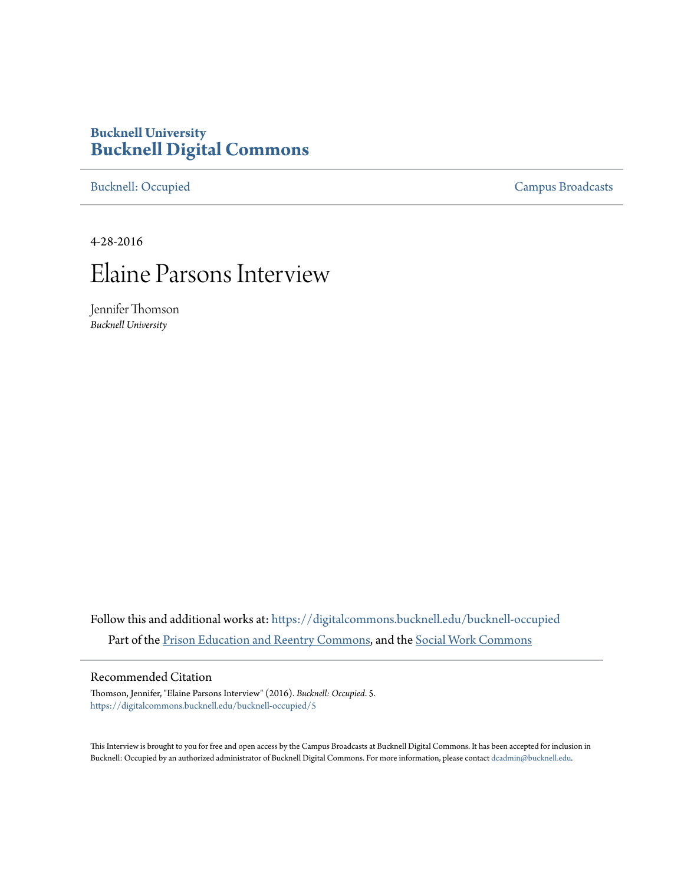Bucknell University
**Bucknell Digital Commons**

Bucknell: Occupied | Campus Broadcasts

4-28-2016

# Elaine Parsons Interview

Jennifer Thomson
*Bucknell University*

Follow this and additional works at: https://digitalcommons.bucknell.edu/bucknell-occupied

Part of the Prison Education and Reentry Commons, and the Social Work Commons

## Recommended Citation

Thomson, Jennifer, "Elaine Parsons Interview" (2016). *Bucknell: Occupied*. 5.
https://digitalcommons.bucknell.edu/bucknell-occupied/5

This Interview is brought to you for free and open access by the Campus Broadcasts at Bucknell Digital Commons. It has been accepted for inclusion in Bucknell: Occupied by an authorized administrator of Bucknell Digital Commons. For more information, please contact dcadmin@bucknell.edu.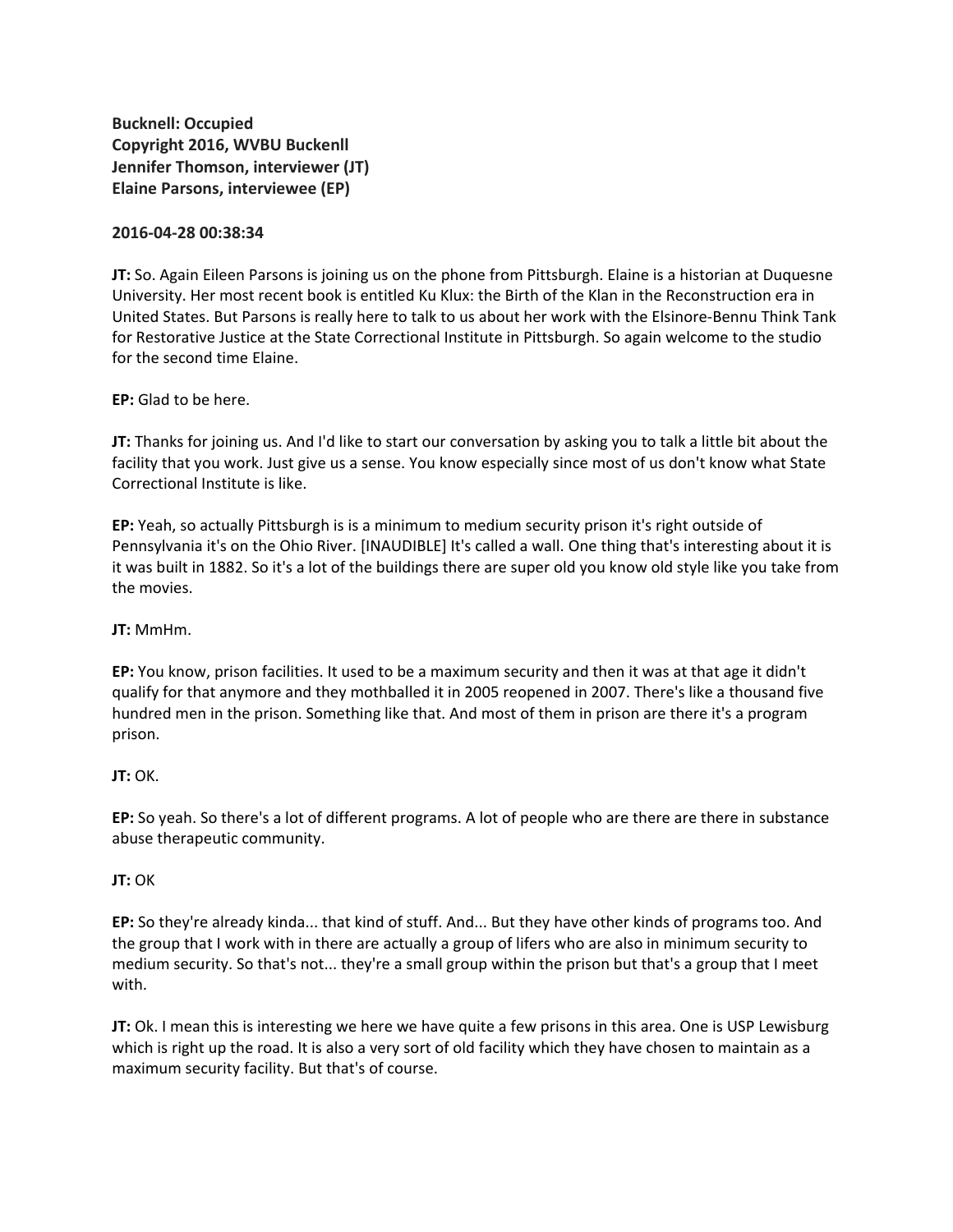**Bucknell: Occupied**
**Copyright 2016, WVBU Buckenll**
**Jennifer Thomson, interviewer (JT)**
**Elaine Parsons, interviewee (EP)**

**2016-04-28 00:38:34**

**JT:** So. Again Eileen Parsons is joining us on the phone from Pittsburgh. Elaine is a historian at Duquesne University. Her most recent book is entitled Ku Klux: the Birth of the Klan in the Reconstruction era in United States. But Parsons is really here to talk to us about her work with the Elsinore-Bennu Think Tank for Restorative Justice at the State Correctional Institute in Pittsburgh. So again welcome to the studio for the second time Elaine.

**EP:** Glad to be here.

**JT:** Thanks for joining us. And I'd like to start our conversation by asking you to talk a little bit about the facility that you work. Just give us a sense. You know especially since most of us don't know what State Correctional Institute is like.

**EP:** Yeah, so actually Pittsburgh is is a minimum to medium security prison it's right outside of Pennsylvania it's on the Ohio River. [INAUDIBLE] It's called a wall. One thing that's interesting about it is it was built in 1882. So it's a lot of the buildings there are super old you know old style like you take from the movies.

**JT:** MmHm.

**EP:** You know, prison facilities. It used to be a maximum security and then it was at that age it didn't qualify for that anymore and they mothballed it in 2005 reopened in 2007. There's like a thousand five hundred men in the prison. Something like that. And most of them in prison are there it's a program prison.

**JT:** OK.

**EP:** So yeah. So there's a lot of different programs. A lot of people who are there are there in substance abuse therapeutic community.

**JT:** OK

**EP:** So they're already kinda... that kind of stuff. And... But they have other kinds of programs too. And the group that I work with in there are actually a group of lifers who are also in minimum security to medium security. So that's not... they're a small group within the prison but that's a group that I meet with.

**JT:** Ok. I mean this is interesting we here we have quite a few prisons in this area. One is USP Lewisburg which is right up the road. It is also a very sort of old facility which they have chosen to maintain as a maximum security facility. But that's of course.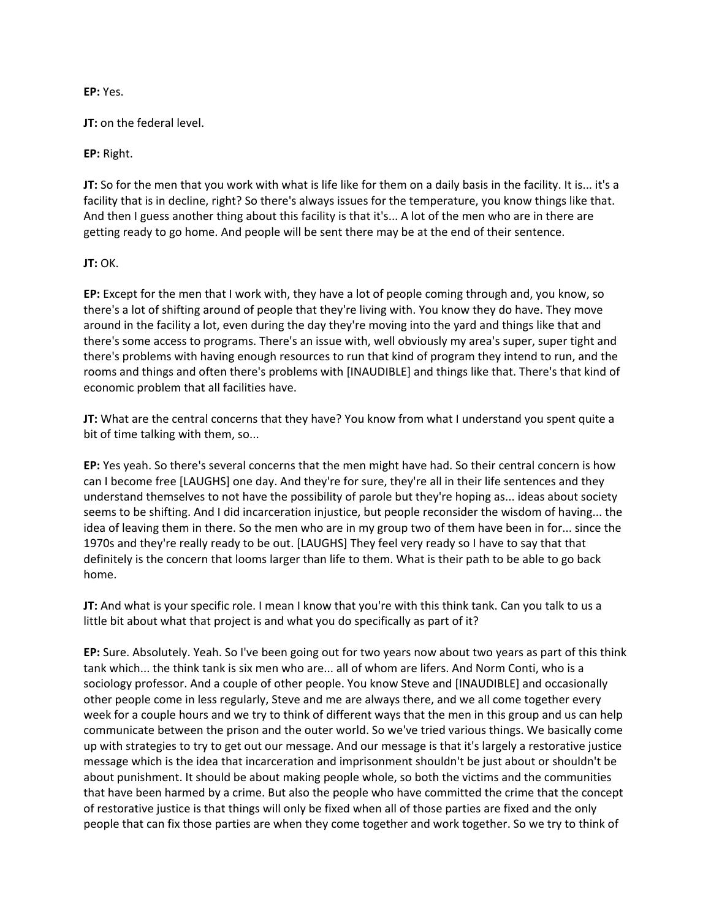**EP:** Yes.

**JT:** on the federal level.

**EP:** Right.

**JT:** So for the men that you work with what is life like for them on a daily basis in the facility. It is... it's a facility that is in decline, right? So there's always issues for the temperature, you know things like that. And then I guess another thing about this facility is that it's... A lot of the men who are in there are getting ready to go home. And people will be sent there may be at the end of their sentence.

**JT:** OK.

**EP:** Except for the men that I work with, they have a lot of people coming through and, you know, so there's a lot of shifting around of people that they're living with. You know they do have. They move around in the facility a lot, even during the day they're moving into the yard and things like that and there's some access to programs. There's an issue with, well obviously my area's super, super tight and there's problems with having enough resources to run that kind of program they intend to run, and the rooms and things and often there's problems with [INAUDIBLE] and things like that. There's that kind of economic problem that all facilities have.

**JT:** What are the central concerns that they have? You know from what I understand you spent quite a bit of time talking with them, so...

**EP:** Yes yeah. So there's several concerns that the men might have had. So their central concern is how can I become free [LAUGHS] one day. And they're for sure, they're all in their life sentences and they understand themselves to not have the possibility of parole but they're hoping as... ideas about society seems to be shifting. And I did incarceration injustice, but people reconsider the wisdom of having... the idea of leaving them in there. So the men who are in my group two of them have been in for... since the 1970s and they're really ready to be out. [LAUGHS] They feel very ready so I have to say that that definitely is the concern that looms larger than life to them. What is their path to be able to go back home.

**JT:** And what is your specific role. I mean I know that you're with this think tank. Can you talk to us a little bit about what that project is and what you do specifically as part of it?

**EP:** Sure. Absolutely. Yeah. So I've been going out for two years now about two years as part of this think tank which... the think tank is six men who are... all of whom are lifers. And Norm Conti, who is a sociology professor. And a couple of other people. You know Steve and [INAUDIBLE] and occasionally other people come in less regularly, Steve and me are always there, and we all come together every week for a couple hours and we try to think of different ways that the men in this group and us can help communicate between the prison and the outer world. So we've tried various things. We basically come up with strategies to try to get out our message. And our message is that it's largely a restorative justice message which is the idea that incarceration and imprisonment shouldn't be just about or shouldn't be about punishment. It should be about making people whole, so both the victims and the communities that have been harmed by a crime. But also the people who have committed the crime that the concept of restorative justice is that things will only be fixed when all of those parties are fixed and the only people that can fix those parties are when they come together and work together. So we try to think of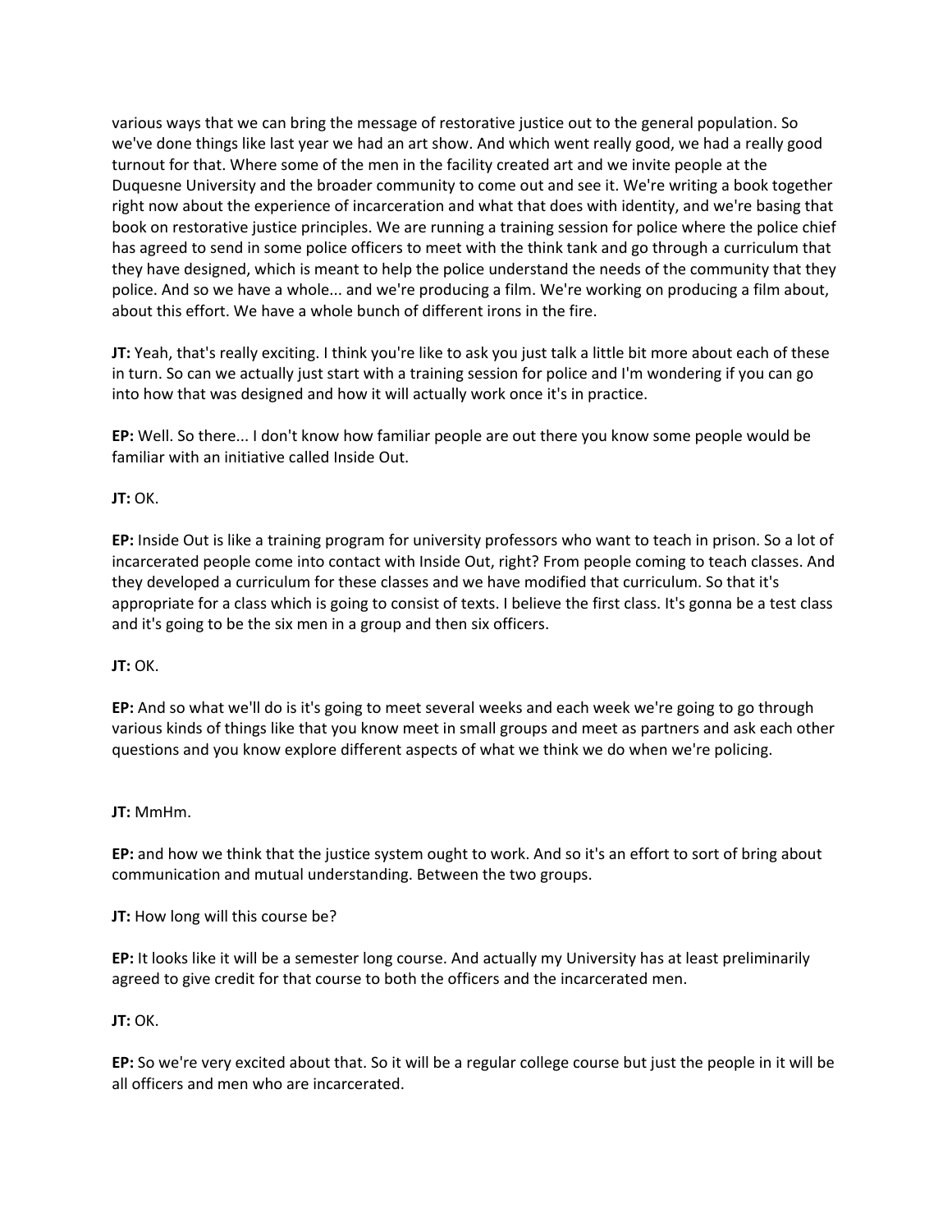various ways that we can bring the message of restorative justice out to the general population. So we've done things like last year we had an art show. And which went really good, we had a really good turnout for that. Where some of the men in the facility created art and we invite people at the Duquesne University and the broader community to come out and see it. We're writing a book together right now about the experience of incarceration and what that does with identity, and we're basing that book on restorative justice principles. We are running a training session for police where the police chief has agreed to send in some police officers to meet with the think tank and go through a curriculum that they have designed, which is meant to help the police understand the needs of the community that they police. And so we have a whole... and we're producing a film. We're working on producing a film about, about this effort. We have a whole bunch of different irons in the fire.

**JT:** Yeah, that's really exciting. I think you're like to ask you just talk a little bit more about each of these in turn. So can we actually just start with a training session for police and I'm wondering if you can go into how that was designed and how it will actually work once it's in practice.

**EP:** Well. So there... I don't know how familiar people are out there you know some people would be familiar with an initiative called Inside Out.

**JT:** OK.

**EP:** Inside Out is like a training program for university professors who want to teach in prison. So a lot of incarcerated people come into contact with Inside Out, right? From people coming to teach classes. And they developed a curriculum for these classes and we have modified that curriculum. So that it's appropriate for a class which is going to consist of texts. I believe the first class. It's gonna be a test class and it's going to be the six men in a group and then six officers.

**JT:** OK.

**EP:** And so what we'll do is it's going to meet several weeks and each week we're going to go through various kinds of things like that you know meet in small groups and meet as partners and ask each other questions and you know explore different aspects of what we think we do when we're policing.

**JT:** MmHm.

**EP:** and how we think that the justice system ought to work. And so it's an effort to sort of bring about communication and mutual understanding. Between the two groups.

**JT:** How long will this course be?

**EP:** It looks like it will be a semester long course. And actually my University has at least preliminarily agreed to give credit for that course to both the officers and the incarcerated men.

**JT:** OK.

**EP:** So we're very excited about that. So it will be a regular college course but just the people in it will be all officers and men who are incarcerated.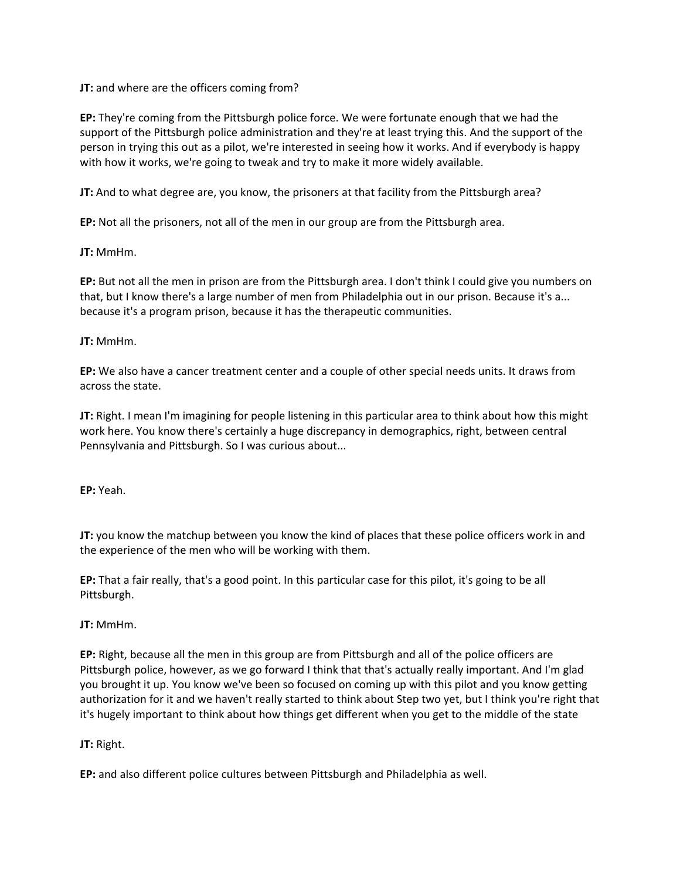**JT:** and where are the officers coming from?

**EP:** They're coming from the Pittsburgh police force. We were fortunate enough that we had the support of the Pittsburgh police administration and they're at least trying this. And the support of the person in trying this out as a pilot, we're interested in seeing how it works. And if everybody is happy with how it works, we're going to tweak and try to make it more widely available.

**JT:** And to what degree are, you know, the prisoners at that facility from the Pittsburgh area?

**EP:** Not all the prisoners, not all of the men in our group are from the Pittsburgh area.

**JT:** MmHm.

**EP:** But not all the men in prison are from the Pittsburgh area. I don't think I could give you numbers on that, but I know there's a large number of men from Philadelphia out in our prison. Because it's a... because it's a program prison, because it has the therapeutic communities.

**JT:** MmHm.

**EP:** We also have a cancer treatment center and a couple of other special needs units. It draws from across the state.

**JT:** Right. I mean I'm imagining for people listening in this particular area to think about how this might work here. You know there's certainly a huge discrepancy in demographics, right, between central Pennsylvania and Pittsburgh. So I was curious about...

**EP:** Yeah.

**JT:** you know the matchup between you know the kind of places that these police officers work in and the experience of the men who will be working with them.

**EP:** That a fair really, that's a good point. In this particular case for this pilot, it's going to be all Pittsburgh.

**JT:** MmHm.

**EP:** Right, because all the men in this group are from Pittsburgh and all of the police officers are Pittsburgh police, however, as we go forward I think that that's actually really important. And I'm glad you brought it up. You know we've been so focused on coming up with this pilot and you know getting authorization for it and we haven't really started to think about Step two yet, but I think you're right that it's hugely important to think about how things get different when you get to the middle of the state

**JT:** Right.

**EP:** and also different police cultures between Pittsburgh and Philadelphia as well.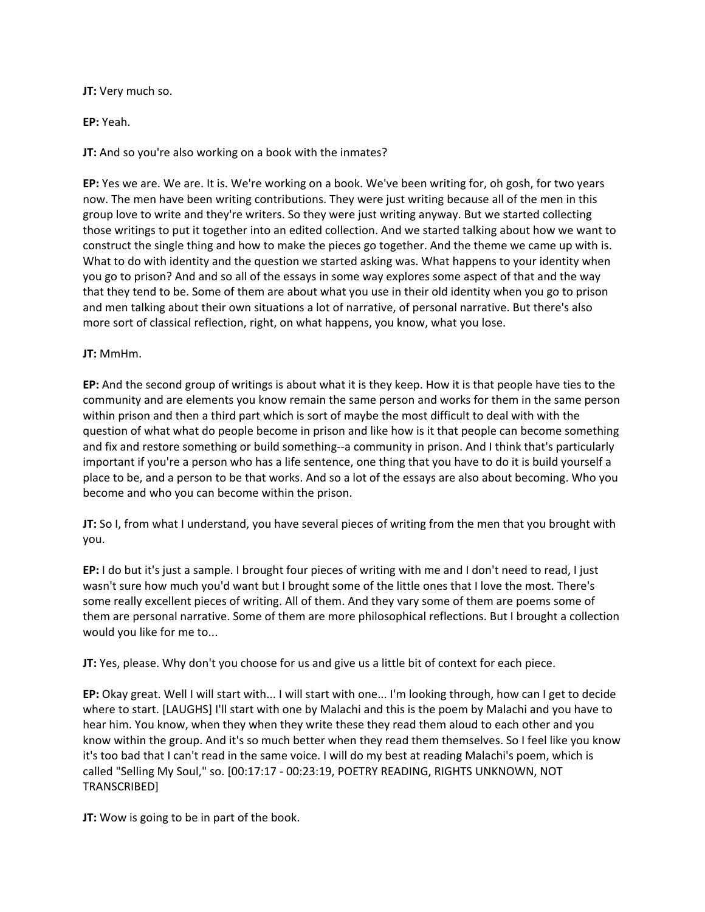**JT:** Very much so.

**EP:** Yeah.

**JT:** And so you're also working on a book with the inmates?

**EP:** Yes we are. We are. It is. We're working on a book. We've been writing for, oh gosh, for two years now. The men have been writing contributions. They were just writing because all of the men in this group love to write and they're writers. So they were just writing anyway. But we started collecting those writings to put it together into an edited collection. And we started talking about how we want to construct the single thing and how to make the pieces go together. And the theme we came up with is. What to do with identity and the question we started asking was. What happens to your identity when you go to prison? And and so all of the essays in some way explores some aspect of that and the way that they tend to be. Some of them are about what you use in their old identity when you go to prison and men talking about their own situations a lot of narrative, of personal narrative. But there's also more sort of classical reflection, right, on what happens, you know, what you lose.

**JT:** MmHm.

**EP:** And the second group of writings is about what it is they keep. How it is that people have ties to the community and are elements you know remain the same person and works for them in the same person within prison and then a third part which is sort of maybe the most difficult to deal with with the question of what what do people become in prison and like how is it that people can become something and fix and restore something or build something--a community in prison. And I think that's particularly important if you're a person who has a life sentence, one thing that you have to do it is build yourself a place to be, and a person to be that works. And so a lot of the essays are also about becoming. Who you become and who you can become within the prison.

**JT:** So I, from what I understand, you have several pieces of writing from the men that you brought with you.

**EP:** I do but it's just a sample. I brought four pieces of writing with me and I don't need to read, I just wasn't sure how much you'd want but I brought some of the little ones that I love the most. There's some really excellent pieces of writing. All of them. And they vary some of them are poems some of them are personal narrative. Some of them are more philosophical reflections. But I brought a collection would you like for me to...

**JT:** Yes, please. Why don't you choose for us and give us a little bit of context for each piece.

**EP:** Okay great. Well I will start with... I will start with one... I'm looking through, how can I get to decide where to start. [LAUGHS] I'll start with one by Malachi and this is the poem by Malachi and you have to hear him. You know, when they when they write these they read them aloud to each other and you know within the group. And it's so much better when they read them themselves. So I feel like you know it's too bad that I can't read in the same voice. I will do my best at reading Malachi's poem, which is called "Selling My Soul," so. [00:17:17 - 00:23:19, POETRY READING, RIGHTS UNKNOWN, NOT TRANSCRIBED]

**JT:** Wow is going to be in part of the book.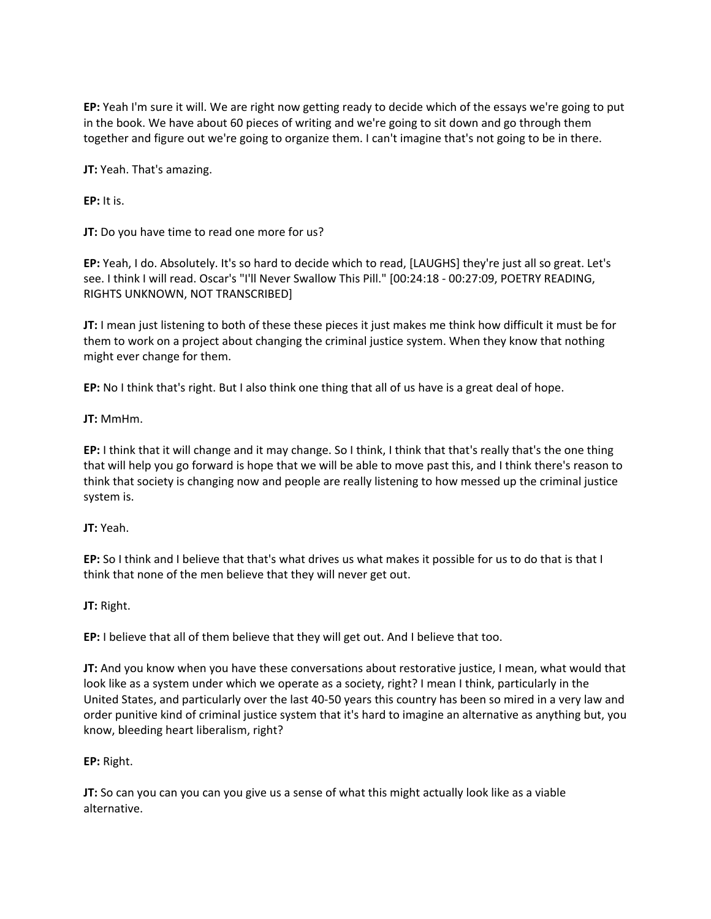**EP:** Yeah I'm sure it will. We are right now getting ready to decide which of the essays we're going to put in the book. We have about 60 pieces of writing and we're going to sit down and go through them together and figure out we're going to organize them. I can't imagine that's not going to be in there.

**JT:** Yeah. That's amazing.

**EP:** It is.

**JT:** Do you have time to read one more for us?

**EP:** Yeah, I do. Absolutely. It's so hard to decide which to read, [LAUGHS] they're just all so great. Let's see. I think I will read. Oscar's "I'll Never Swallow This Pill." [00:24:18 - 00:27:09, POETRY READING, RIGHTS UNKNOWN, NOT TRANSCRIBED]

**JT:** I mean just listening to both of these these pieces it just makes me think how difficult it must be for them to work on a project about changing the criminal justice system. When they know that nothing might ever change for them.

**EP:** No I think that's right. But I also think one thing that all of us have is a great deal of hope.

**JT:** MmHm.

**EP:** I think that it will change and it may change. So I think, I think that that's really that's the one thing that will help you go forward is hope that we will be able to move past this, and I think there's reason to think that society is changing now and people are really listening to how messed up the criminal justice system is.

**JT:** Yeah.

**EP:** So I think and I believe that that's what drives us what makes it possible for us to do that is that I think that none of the men believe that they will never get out.

**JT:** Right.

**EP:** I believe that all of them believe that they will get out. And I believe that too.

**JT:** And you know when you have these conversations about restorative justice, I mean, what would that look like as a system under which we operate as a society, right? I mean I think, particularly in the United States, and particularly over the last 40-50 years this country has been so mired in a very law and order punitive kind of criminal justice system that it's hard to imagine an alternative as anything but, you know, bleeding heart liberalism, right?

**EP:** Right.

**JT:** So can you can you can you give us a sense of what this might actually look like as a viable alternative.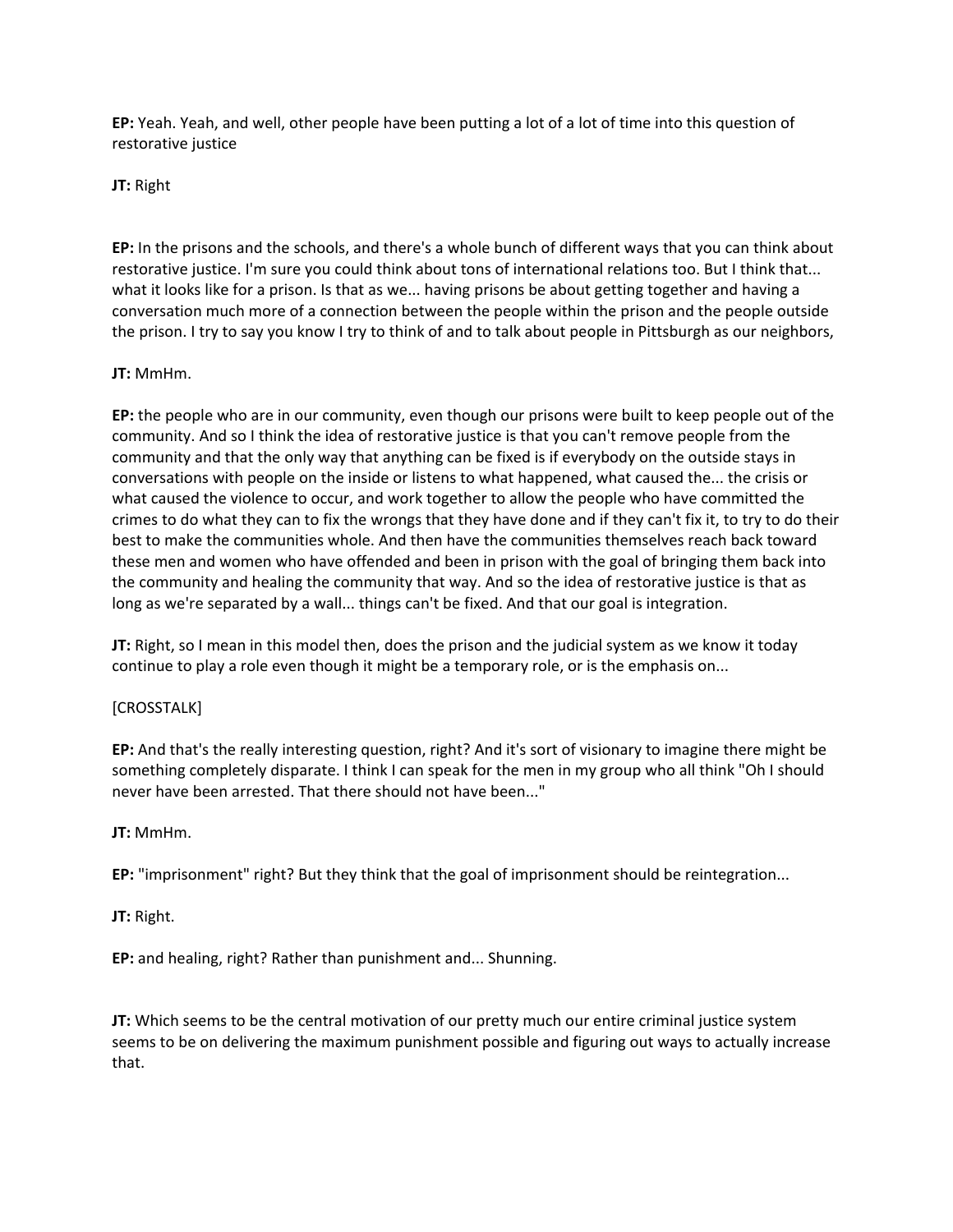**EP:** Yeah. Yeah, and well, other people have been putting a lot of a lot of time into this question of restorative justice

**JT:** Right

**EP:** In the prisons and the schools, and there's a whole bunch of different ways that you can think about restorative justice. I'm sure you could think about tons of international relations too. But I think that... what it looks like for a prison. Is that as we... having prisons be about getting together and having a conversation much more of a connection between the people within the prison and the people outside the prison. I try to say you know I try to think of and to talk about people in Pittsburgh as our neighbors,

**JT:** MmHm.

**EP:** the people who are in our community, even though our prisons were built to keep people out of the community. And so I think the idea of restorative justice is that you can't remove people from the community and that the only way that anything can be fixed is if everybody on the outside stays in conversations with people on the inside or listens to what happened, what caused the... the crisis or what caused the violence to occur, and work together to allow the people who have committed the crimes to do what they can to fix the wrongs that they have done and if they can't fix it, to try to do their best to make the communities whole. And then have the communities themselves reach back toward these men and women who have offended and been in prison with the goal of bringing them back into the community and healing the community that way. And so the idea of restorative justice is that as long as we're separated by a wall... things can't be fixed. And that our goal is integration.

**JT:** Right, so I mean in this model then, does the prison and the judicial system as we know it today continue to play a role even though it might be a temporary role, or is the emphasis on...

[CROSSTALK]

**EP:** And that's the really interesting question, right? And it's sort of visionary to imagine there might be something completely disparate. I think I can speak for the men in my group who all think "Oh I should never have been arrested. That there should not have been..."

**JT:** MmHm.

**EP:** "imprisonment" right? But they think that the goal of imprisonment should be reintegration...

**JT:** Right.

**EP:** and healing, right? Rather than punishment and... Shunning.

**JT:** Which seems to be the central motivation of our pretty much our entire criminal justice system seems to be on delivering the maximum punishment possible and figuring out ways to actually increase that.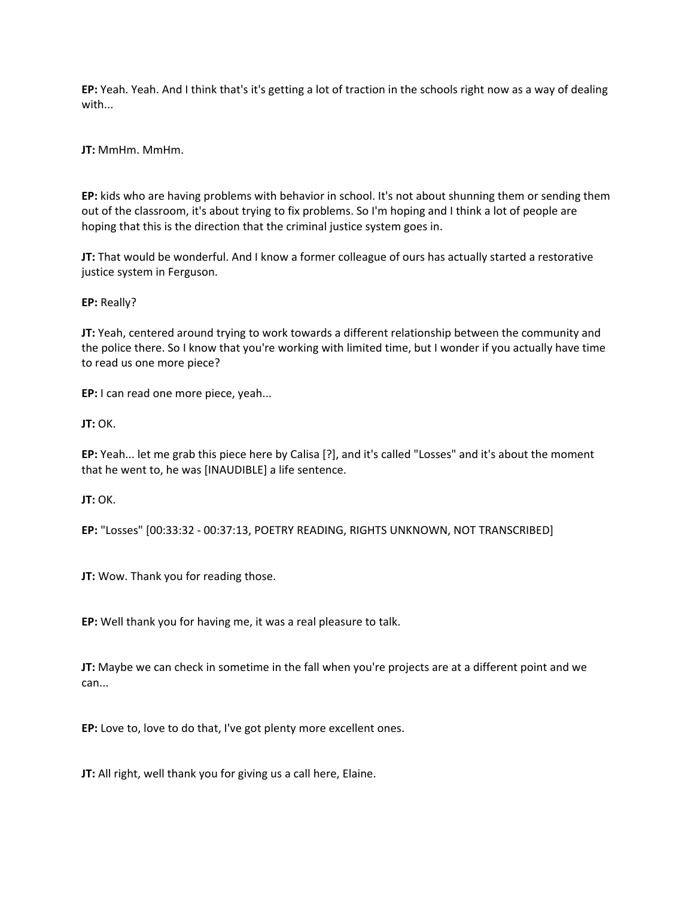**EP:** Yeah. Yeah. And I think that's it's getting a lot of traction in the schools right now as a way of dealing with...

**JT:** MmHm. MmHm.

**EP:** kids who are having problems with behavior in school. It's not about shunning them or sending them out of the classroom, it's about trying to fix problems. So I'm hoping and I think a lot of people are hoping that this is the direction that the criminal justice system goes in.

**JT:** That would be wonderful. And I know a former colleague of ours has actually started a restorative justice system in Ferguson.

**EP:** Really?

**JT:** Yeah, centered around trying to work towards a different relationship between the community and the police there. So I know that you're working with limited time, but I wonder if you actually have time to read us one more piece?

**EP:** I can read one more piece, yeah...

**JT:** OK.

**EP:** Yeah... let me grab this piece here by Calisa [?], and it's called "Losses" and it's about the moment that he went to, he was [INAUDIBLE] a life sentence.

**JT:** OK.

**EP:** "Losses" [00:33:32 - 00:37:13, POETRY READING, RIGHTS UNKNOWN, NOT TRANSCRIBED]

**JT:** Wow. Thank you for reading those.

**EP:** Well thank you for having me, it was a real pleasure to talk.

**JT:** Maybe we can check in sometime in the fall when you're projects are at a different point and we can...

**EP:** Love to, love to do that, I've got plenty more excellent ones.

**JT:** All right, well thank you for giving us a call here, Elaine.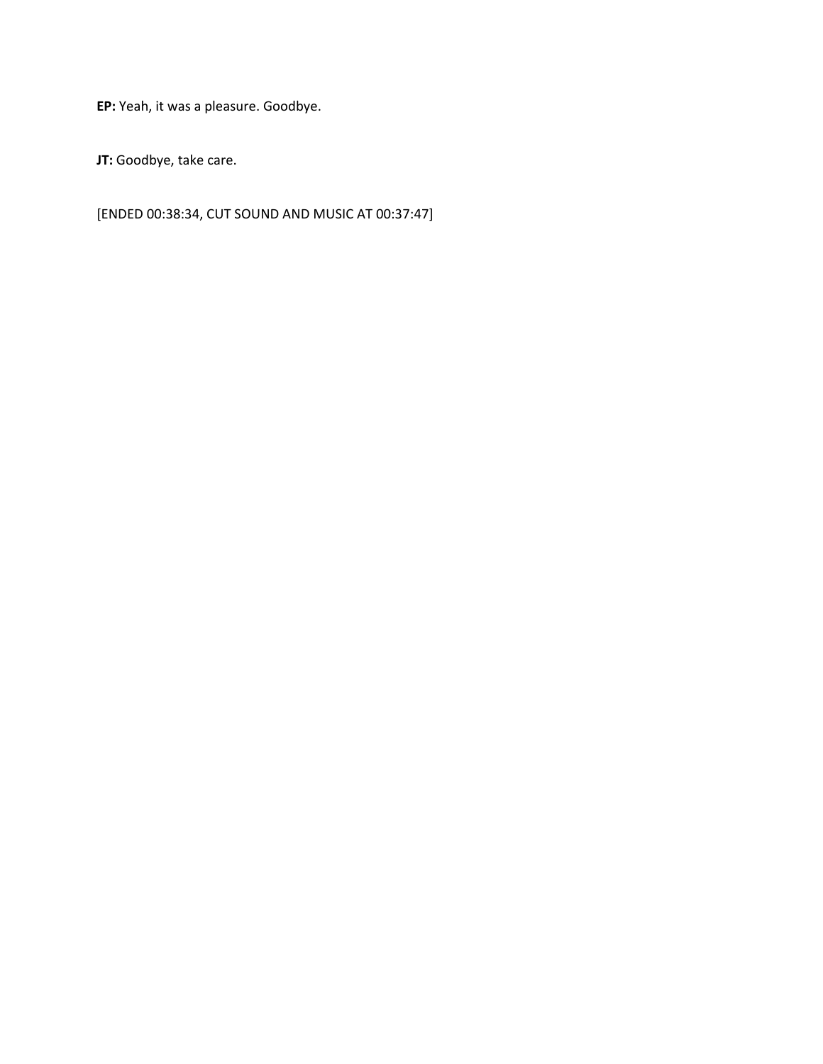**EP:** Yeah, it was a pleasure. Goodbye.

**JT:** Goodbye, take care.

[ENDED 00:38:34, CUT SOUND AND MUSIC AT 00:37:47]